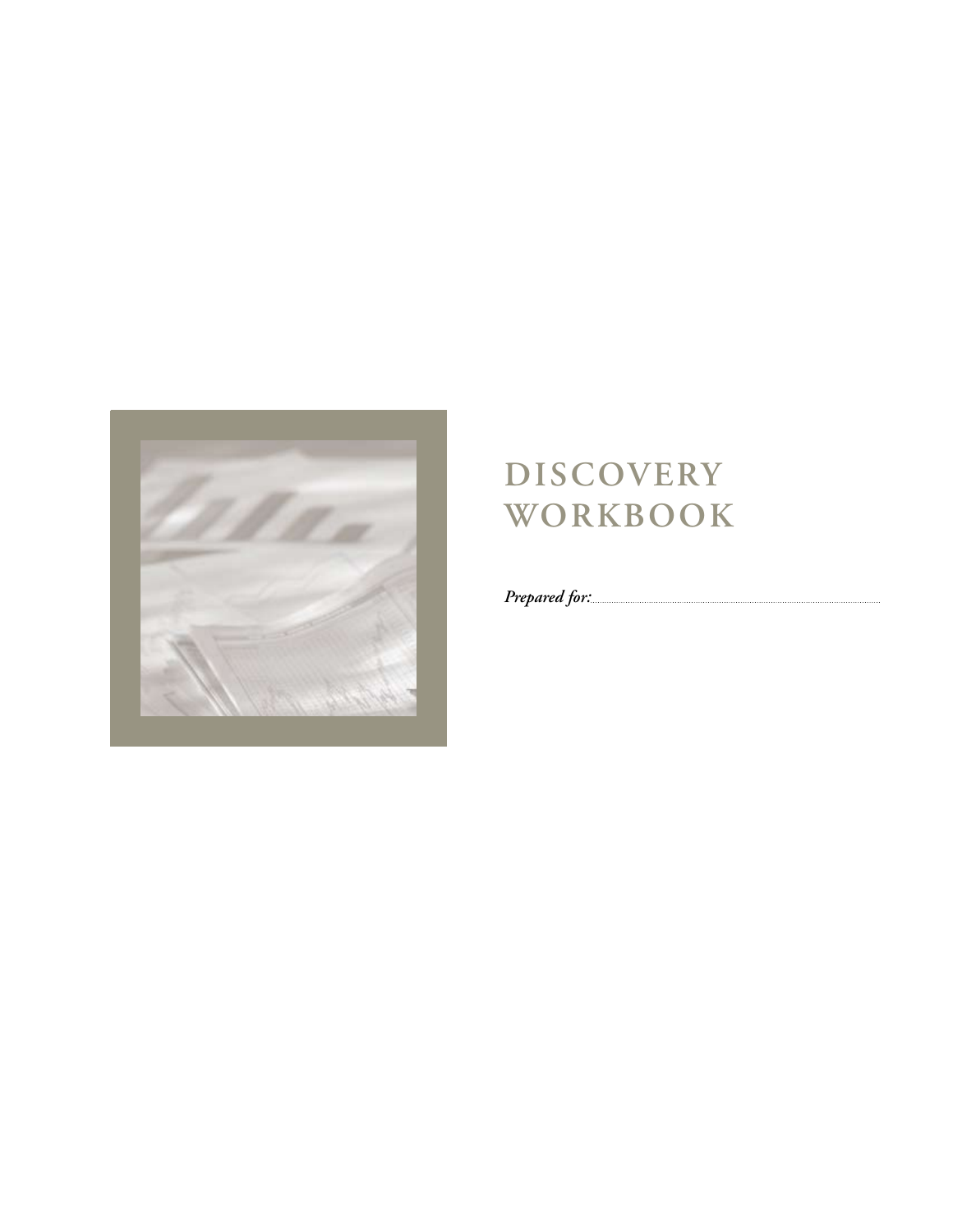# DISCOVERY WORKBOOK

*Prepared for:*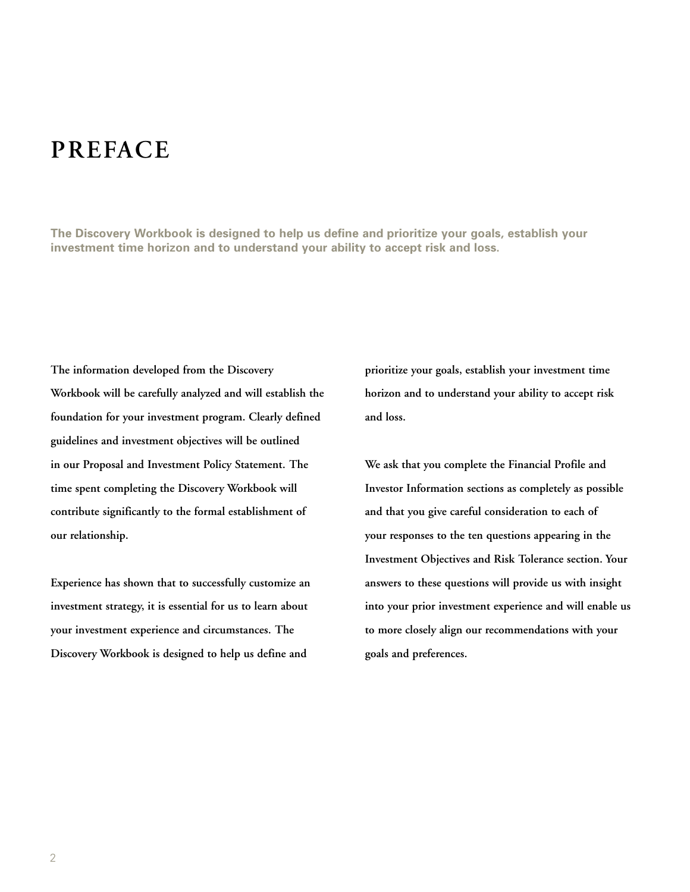# PREFACE

**The Discovery Workbook is designed to help us define and prioritize your goals, establish your investment time horizon and to understand your ability to accept risk and loss.**

The information developed from the Discovery Workbook will be carefully analyzed and will establish the foundation for your investment program. Clearly defined guidelines and investment objectives will be outlined in our Proposal and Investment Policy Statement. The time spent completing the Discovery Workbook will contribute significantly to the formal establishment of our relationship.

Experience has shown that to successfully customize an investment strategy, it is essential for us to learn about your investment experience and circumstances. The Discovery Workbook is designed to help us define and prioritize your goals, establish your investment time horizon and to understand your ability to accept risk and loss.

We ask that you complete the Financial Profile and Investor Information sections as completely as possible and that you give careful consideration to each of your responses to the ten questions appearing in the Investment Objectives and Risk Tolerance section. Your answers to these questions will provide us with insight into your prior investment experience and will enable us to more closely align our recommendations with your goals and preferences.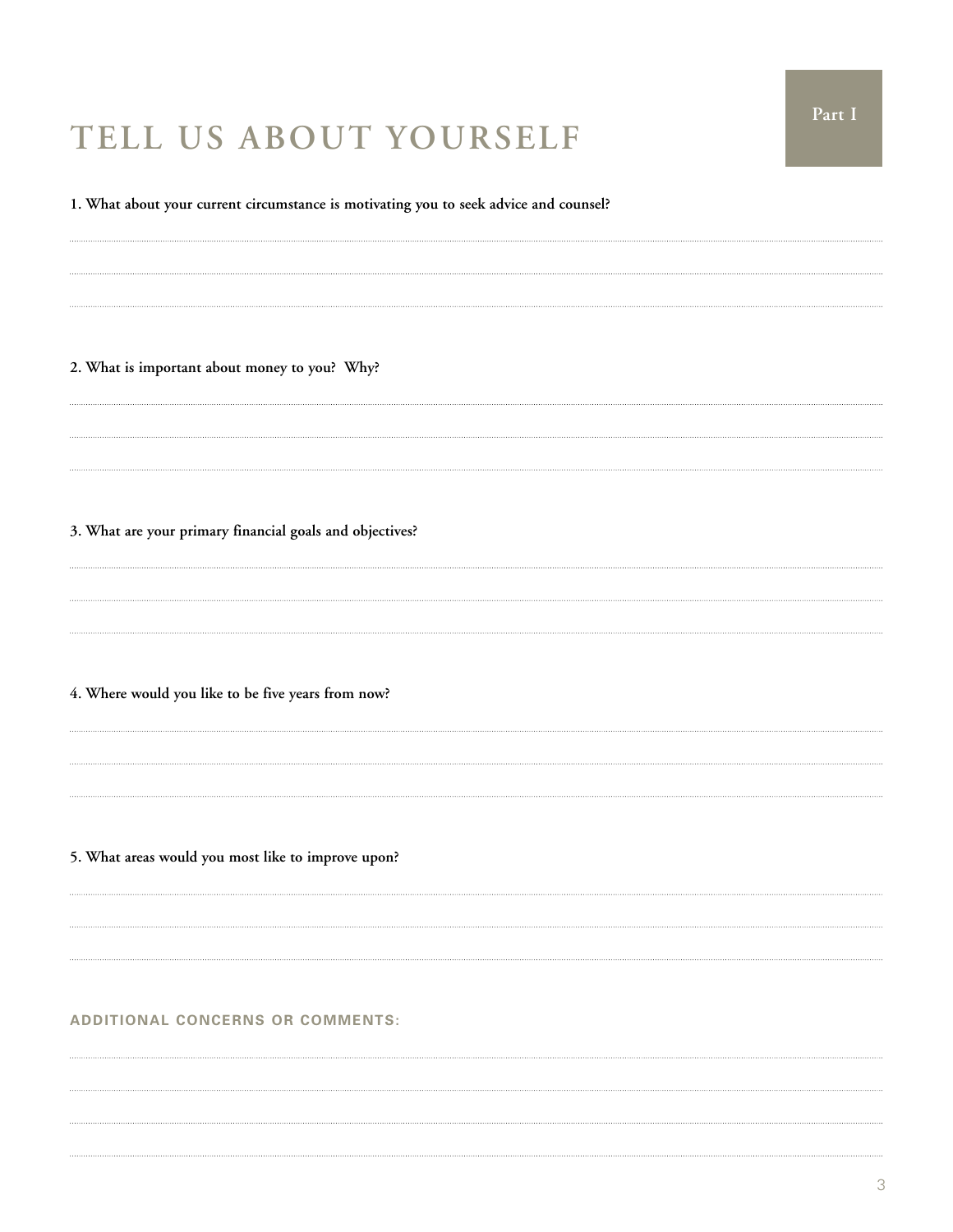# TELL US ABOUT YOURSELF

Part I

**1. What about your current circumstance is motivating you to seek advice and counsel?**

**2. What is important about money to you? Why?**

**3. What are your primary financial goals and objectives?**

**4. Where would you like to be five years from now?**

**5. What areas would you most like to improve upon?**

**ADDITIONAL CONCERNS OR COMMENTS:**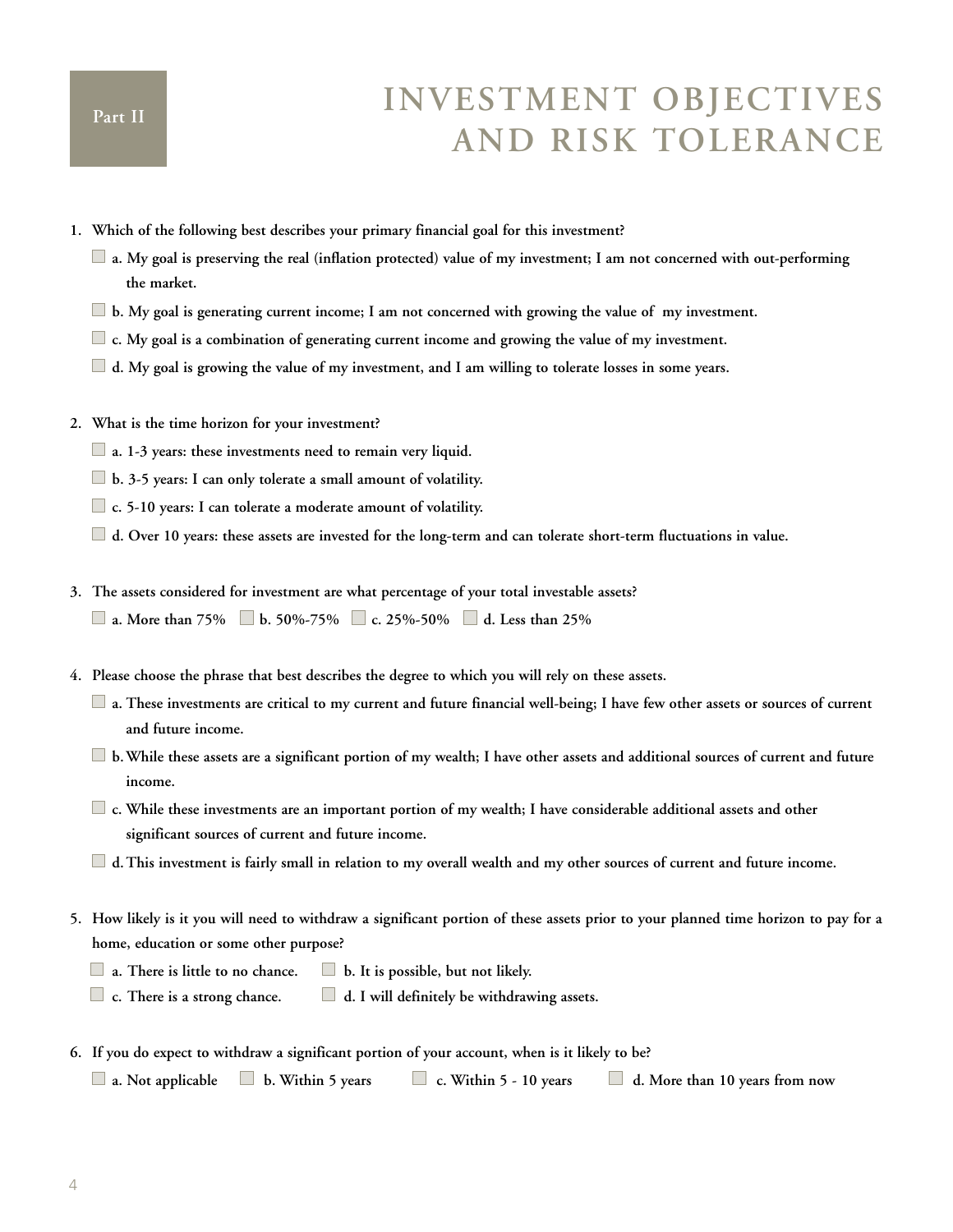Part II

# INVESTMENT OBJECTIVES AND RISK TOLERANCE

1. **Which of the following best describes your primary financial goal for this investment?**
   - ☐ **a. My goal is preserving the real (inflation protected) value of my investment; I am not concerned with out-performing the market.**
   - ☐ **b. My goal is generating current income; I am not concerned with growing the value of my investment.**
   - ☐ **c. My goal is a combination of generating current income and growing the value of my investment.**
   - ☐ **d. My goal is growing the value of my investment, and I am willing to tolerate losses in some years.**

2. **What is the time horizon for your investment?**
   - ☐ **a. 1-3 years: these investments need to remain very liquid.**
   - ☐ **b. 3-5 years: I can only tolerate a small amount of volatility.**
   - ☐ **c. 5-10 years: I can tolerate a moderate amount of volatility.**
   - ☐ **d. Over 10 years: these assets are invested for the long-term and can tolerate short-term fluctuations in value.**

3. **The assets considered for investment are what percentage of your total investable assets?**

   ☐ **a. More than 75%** ☐ **b. 50%-75%** ☐ **c. 25%-50%** ☐ **d. Less than 25%**

4. **Please choose the phrase that best describes the degree to which you will rely on these assets.**
   - ☐ **a. These investments are critical to my current and future financial well-being; I have few other assets or sources of current and future income.**
   - ☐ **b. While these assets are a significant portion of my wealth; I have other assets and additional sources of current and future income.**
   - ☐ **c. While these investments are an important portion of my wealth; I have considerable additional assets and other significant sources of current and future income.**
   - ☐ **d. This investment is fairly small in relation to my overall wealth and my other sources of current and future income.**

5. **How likely is it you will need to withdraw a significant portion of these assets prior to your planned time horizon to pay for a home, education or some other purpose?**

   ☐ **a. There is little to no chance.** ☐ **b. It is possible, but not likely.**

   ☐ **c. There is a strong chance.** ☐ **d. I will definitely be withdrawing assets.**

6. **If you do expect to withdraw a significant portion of your account, when is it likely to be?**

   ☐ **a. Not applicable** ☐ **b. Within 5 years** ☐ **c. Within 5 - 10 years** ☐ **d. More than 10 years from now**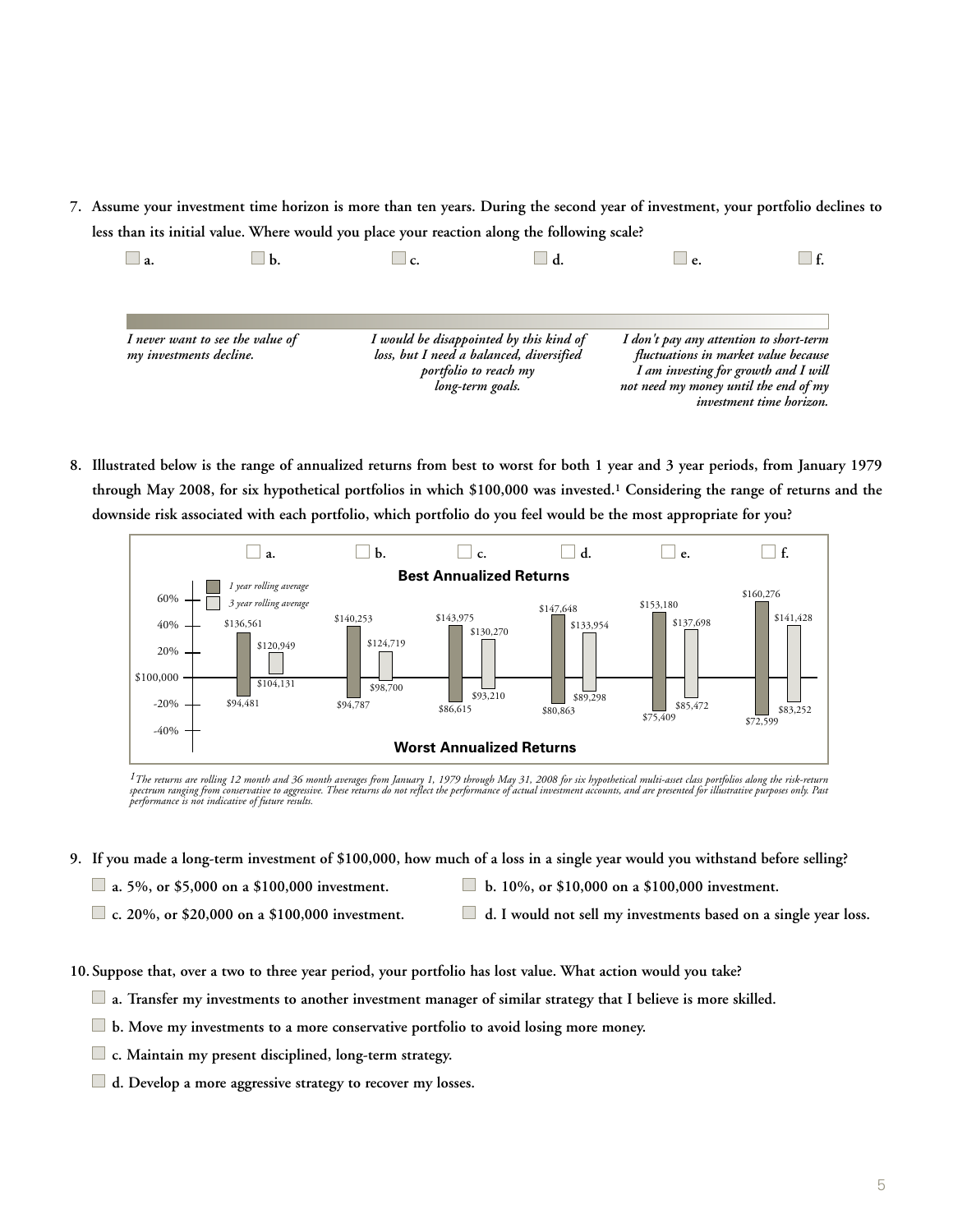7. **Assume your investment time horizon is more than ten years. During the second year of investment, your portfolio declines to less than its initial value. Where would you place your reaction along the following scale?**

☐ a. ☐ b. ☐ c. ☐ d. ☐ e. ☐ f.

*I never want to see the value of my investments decline.*

*I would be disappointed by this kind of loss, but I need a balanced, diversified portfolio to reach my long-term goals.*

*I don't pay any attention to short-term fluctuations in market value because I am investing for growth and I will not need my money until the end of my investment time horizon.*

8. **Illustrated below is the range of annualized returns from best to worst for both 1 year and 3 year periods, from January 1979 through May 2008, for six hypothetical portfolios in which $100,000 was invested.[1] Considering the range of returns and the downside risk associated with each portfolio, which portfolio do you feel would be the most appropriate for you?**

**Best Annualized Returns / Worst Annualized Returns**

| Portfolio | 1 year rolling average (Best) | 1 year rolling average (Worst) | 3 year rolling average (Best) | 3 year rolling average (Worst) |
|---|---|---|---|---|
| ☐ a. | $136,561 | $94,481 | $120,949 | $104,131 |
| ☐ b. | $140,253 | $94,787 | $124,719 | $98,700 |
| ☐ c. | $143,975 | $86,615 | $130,270 | $93,210 |
| ☐ d. | $147,648 | $80,863 | $133,954 | $89,298 |
| ☐ e. | $153,180 | $75,409 | $137,698 | $85,472 |
| ☐ f. | $160,276 | $72,599 | $141,428 | $83,252 |

[1] *The returns are rolling 12 month and 36 month averages from January 1, 1979 through May 31, 2008 for six hypothetical multi-asset class portfolios along the risk-return spectrum ranging from conservative to aggressive. These returns do not reflect the performance of actual investment accounts, and are presented for illustrative purposes only. Past performance is not indicative of future results.*

9. **If you made a long-term investment of $100,000, how much of a loss in a single year would you withstand before selling?**

☐ **a. 5%, or $5,000 on a $100,000 investment.**

☐ **b. 10%, or $10,000 on a $100,000 investment.**

☐ **c. 20%, or $20,000 on a $100,000 investment.**

☐ **d. I would not sell my investments based on a single year loss.**

10. **Suppose that, over a two to three year period, your portfolio has lost value. What action would you take?**

☐ **a. Transfer my investments to another investment manager of similar strategy that I believe is more skilled.**

☐ **b. Move my investments to a more conservative portfolio to avoid losing more money.**

☐ **c. Maintain my present disciplined, long-term strategy.**

☐ **d. Develop a more aggressive strategy to recover my losses.**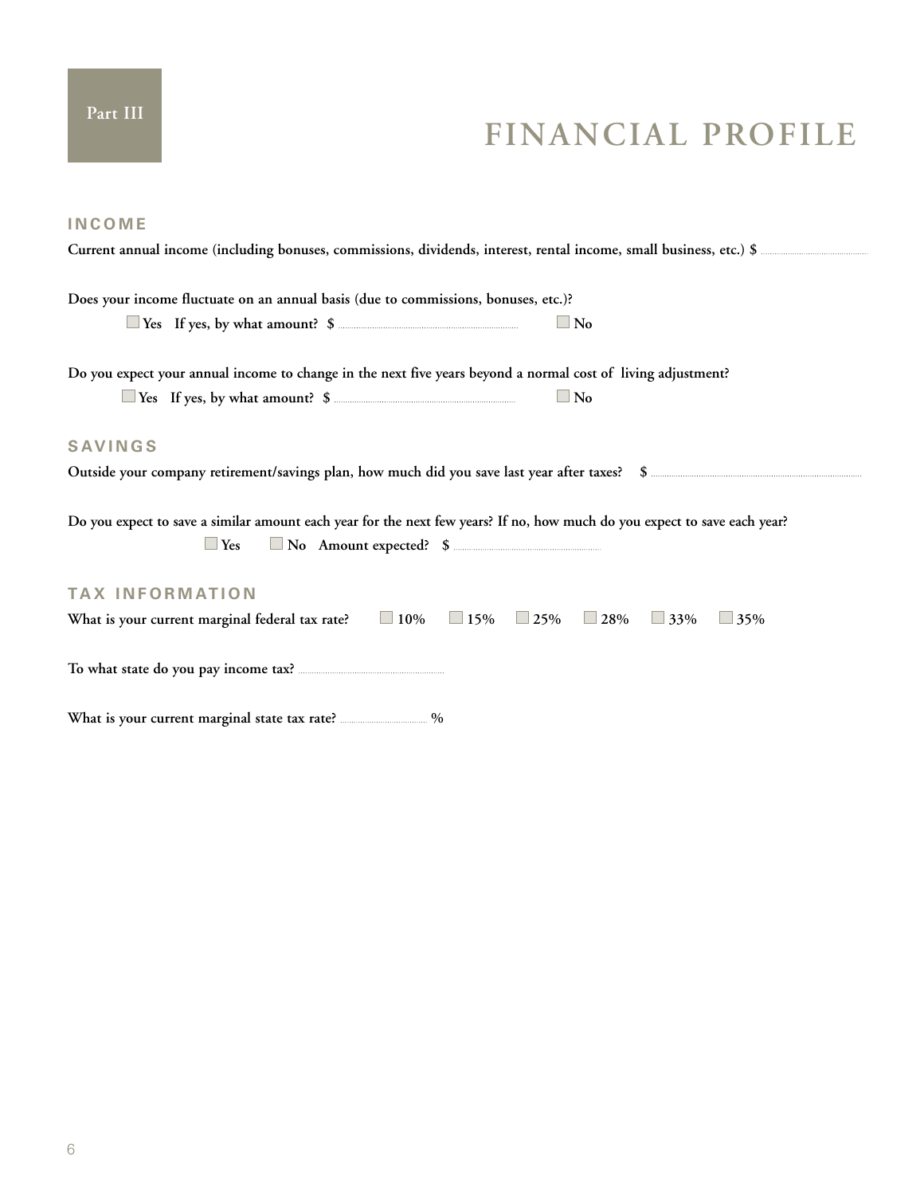Part III

# FINANCIAL PROFILE

## INCOME

**Current annual income (including bonuses, commissions, dividends, interest, rental income, small business, etc.) $** ..............................

**Does your income fluctuate on an annual basis (due to commissions, bonuses, etc.)?**

☐ **Yes If yes, by what amount? $** .............................. ☐ **No**

**Do you expect your annual income to change in the next five years beyond a normal cost of living adjustment?**

☐ **Yes If yes, by what amount? $** .............................. ☐ **No**

## SAVINGS

**Outside your company retirement/savings plan, how much did you save last year after taxes? $** ..............................

**Do you expect to save a similar amount each year for the next few years? If no, how much do you expect to save each year?**

☐ **Yes** ☐ **No Amount expected? $** ..............................

## TAX INFORMATION

**What is your current marginal federal tax rate?** ☐ **10%** ☐ **15%** ☐ **25%** ☐ **28%** ☐ **33%** ☐ **35%**

**To what state do you pay income tax?** ..............................

**What is your current marginal state tax rate?** .................... **%**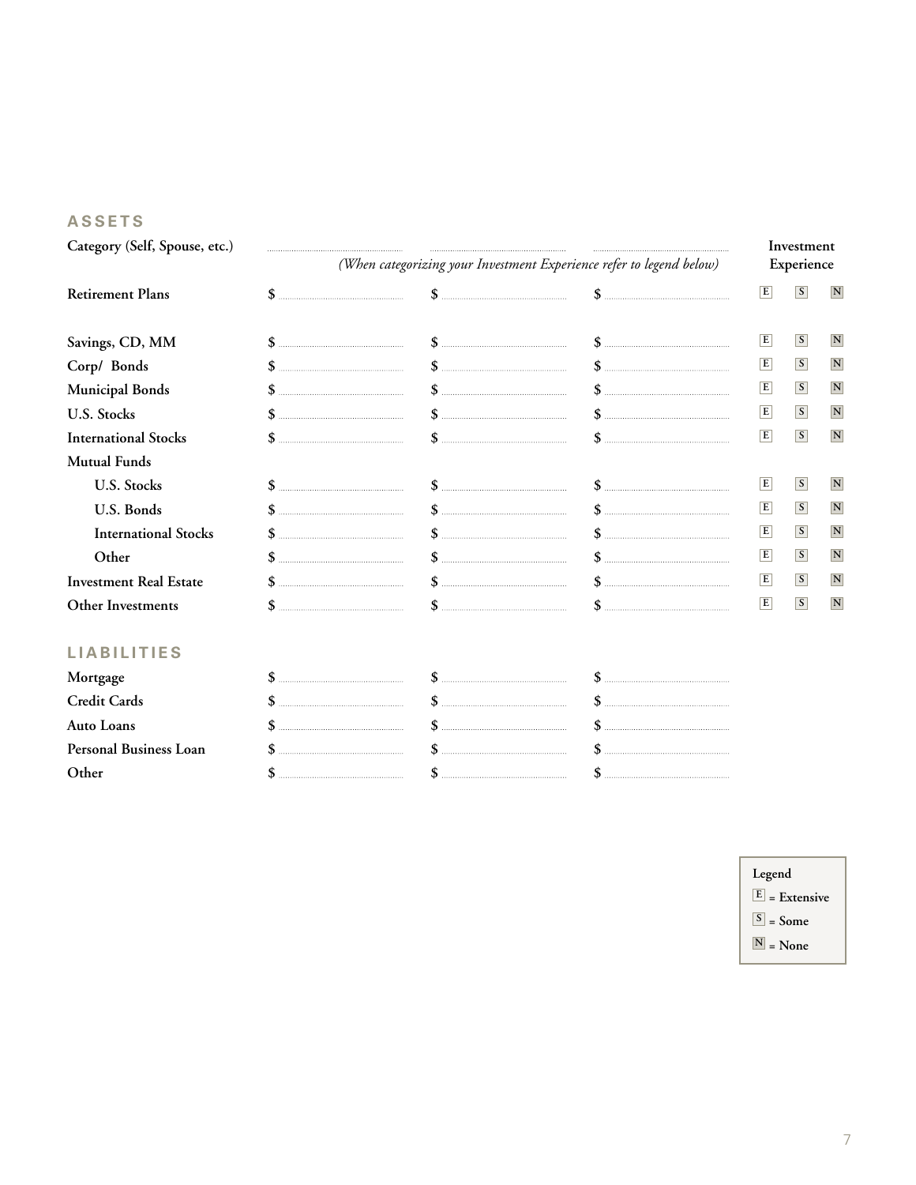## ASSETS

| Category (Self, Spouse, etc.) | | | | Investment Experience | | |
|---|---|---|---|---|---|---|
| | *(When categorizing your Investment Experience refer to legend below)* | | | | | |
| **Retirement Plans** | $ | $ | $ | E | S | N |
| **Savings, CD, MM** | $ | $ | $ | E | S | N |
| **Corp/ Bonds** | $ | $ | $ | E | S | N |
| **Municipal Bonds** | $ | $ | $ | E | S | N |
| **U.S. Stocks** | $ | $ | $ | E | S | N |
| **International Stocks** | $ | $ | $ | E | S | N |
| **Mutual Funds** | | | | | | |
| **U.S. Stocks** | $ | $ | $ | E | S | N |
| **U.S. Bonds** | $ | $ | $ | E | S | N |
| **International Stocks** | $ | $ | $ | E | S | N |
| **Other** | $ | $ | $ | E | S | N |
| **Investment Real Estate** | $ | $ | $ | E | S | N |
| **Other Investments** | $ | $ | $ | E | S | N |

## LIABILITIES

| | | | |
|---|---|---|---|
| **Mortgage** | $ | $ | $ |
| **Credit Cards** | $ | $ | $ |
| **Auto Loans** | $ | $ | $ |
| **Personal Business Loan** | $ | $ | $ |
| **Other** | $ | $ | $ |

**Legend**
- **E = Extensive**
- **S = Some**
- **N = None**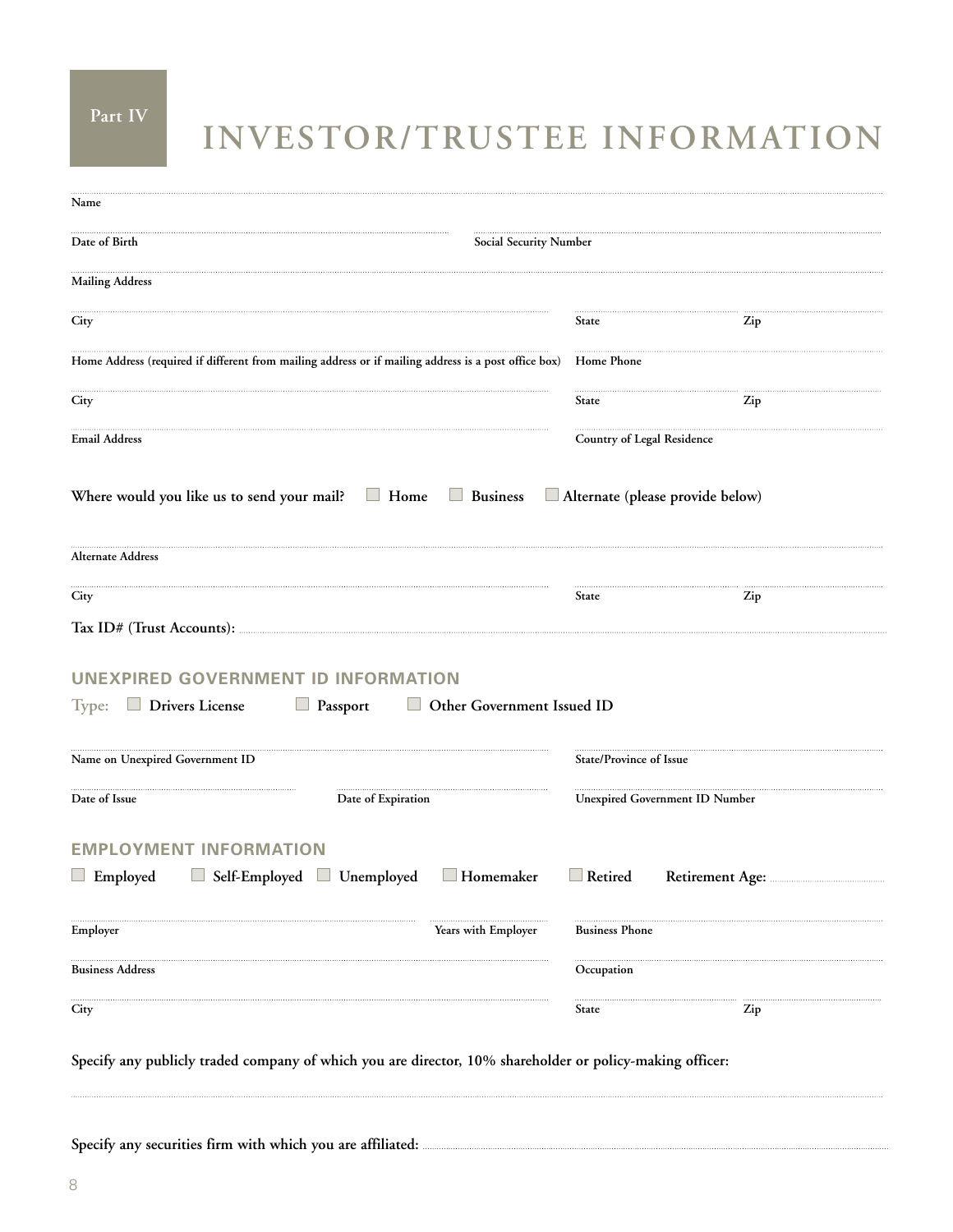Part IV

# INVESTOR/TRUSTEE INFORMATION

Name

Date of Birth | Social Security Number

Mailing Address

City | State | Zip

Home Address (required if different from mailing address or if mailing address is a post office box) | Home Phone

City | State | Zip

Email Address | Country of Legal Residence

**Where would you like us to send your mail?** ☐ Home ☐ Business ☐ Alternate (please provide below)

Alternate Address

City | State | Zip

**Tax ID# (Trust Accounts):** ____________________

## UNEXPIRED GOVERNMENT ID INFORMATION

Type: ☐ Drivers License ☐ Passport ☐ Other Government Issued ID

Name on Unexpired Government ID | State/Province of Issue

Date of Issue | Date of Expiration | Unexpired Government ID Number

## EMPLOYMENT INFORMATION

☐ Employed ☐ Self-Employed ☐ Unemployed ☐ Homemaker ☐ Retired **Retirement Age:** ____________

Employer | Years with Employer | Business Phone

Business Address | Occupation

City | State | Zip

**Specify any publicly traded company of which you are director, 10% shareholder or policy-making officer:**

____________________

**Specify any securities firm with which you are affiliated:** ____________________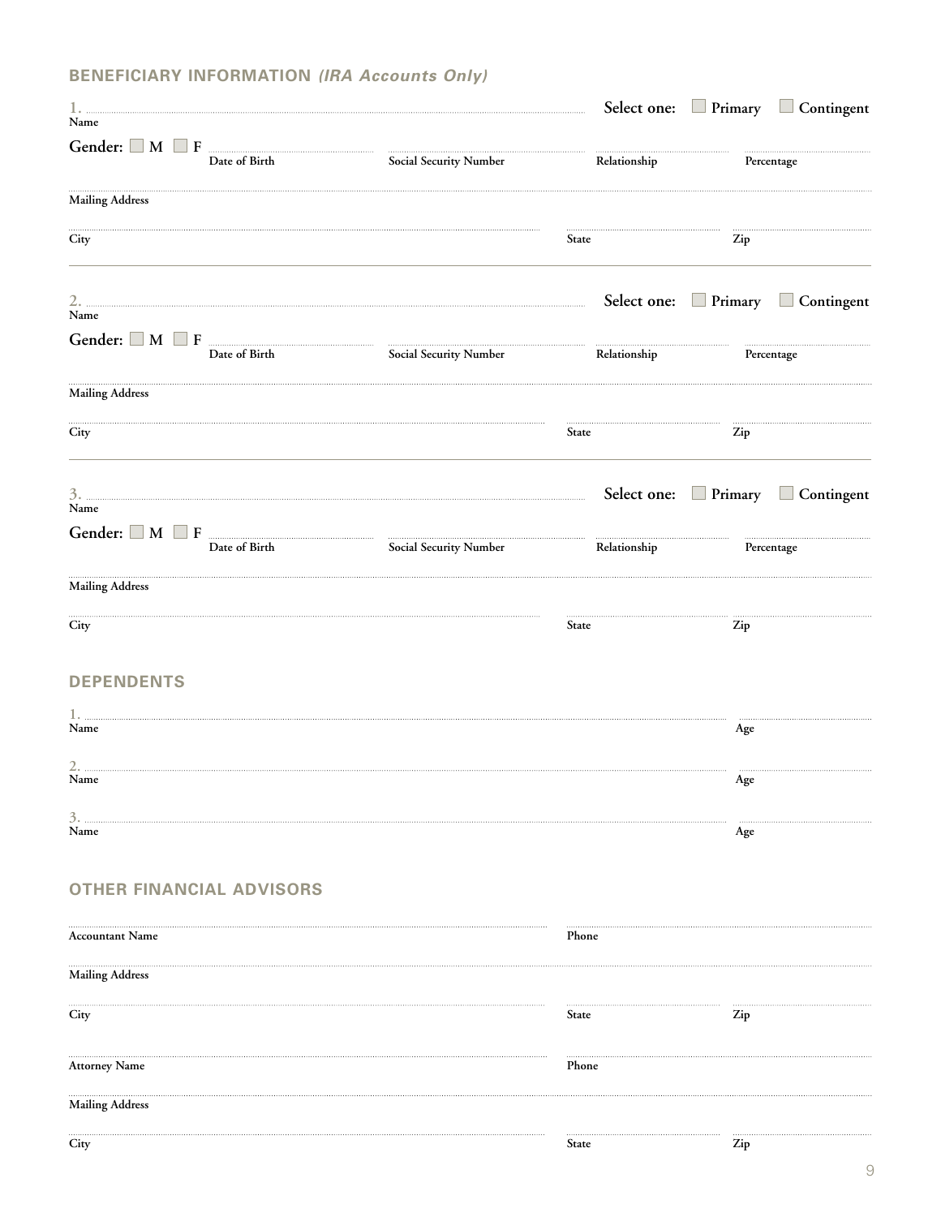## BENEFICIARY INFORMATION *(IRA Accounts Only)*

1. Name ________________________ **Select one:** ☐ Primary ☐ Contingent

**Gender:** ☐ M ☐ F

Date of Birth ____________ Social Security Number ____________ Relationship ____________ Percentage ____________

Mailing Address ________________________

City ____________ State ____________ Zip ____________

---

2. Name ________________________ **Select one:** ☐ Primary ☐ Contingent

**Gender:** ☐ M ☐ F

Date of Birth ____________ Social Security Number ____________ Relationship ____________ Percentage ____________

Mailing Address ________________________

City ____________ State ____________ Zip ____________

---

3. Name ________________________ **Select one:** ☐ Primary ☐ Contingent

**Gender:** ☐ M ☐ F

Date of Birth ____________ Social Security Number ____________ Relationship ____________ Percentage ____________

Mailing Address ________________________

City ____________ State ____________ Zip ____________

## DEPENDENTS

1. Name ________________________ Age ____________

2. Name ________________________ Age ____________

3. Name ________________________ Age ____________

## OTHER FINANCIAL ADVISORS

Accountant Name ________________________ Phone ____________

Mailing Address ________________________

City ____________ State ____________ Zip ____________

Attorney Name ________________________ Phone ____________

Mailing Address ________________________

City ____________ State ____________ Zip ____________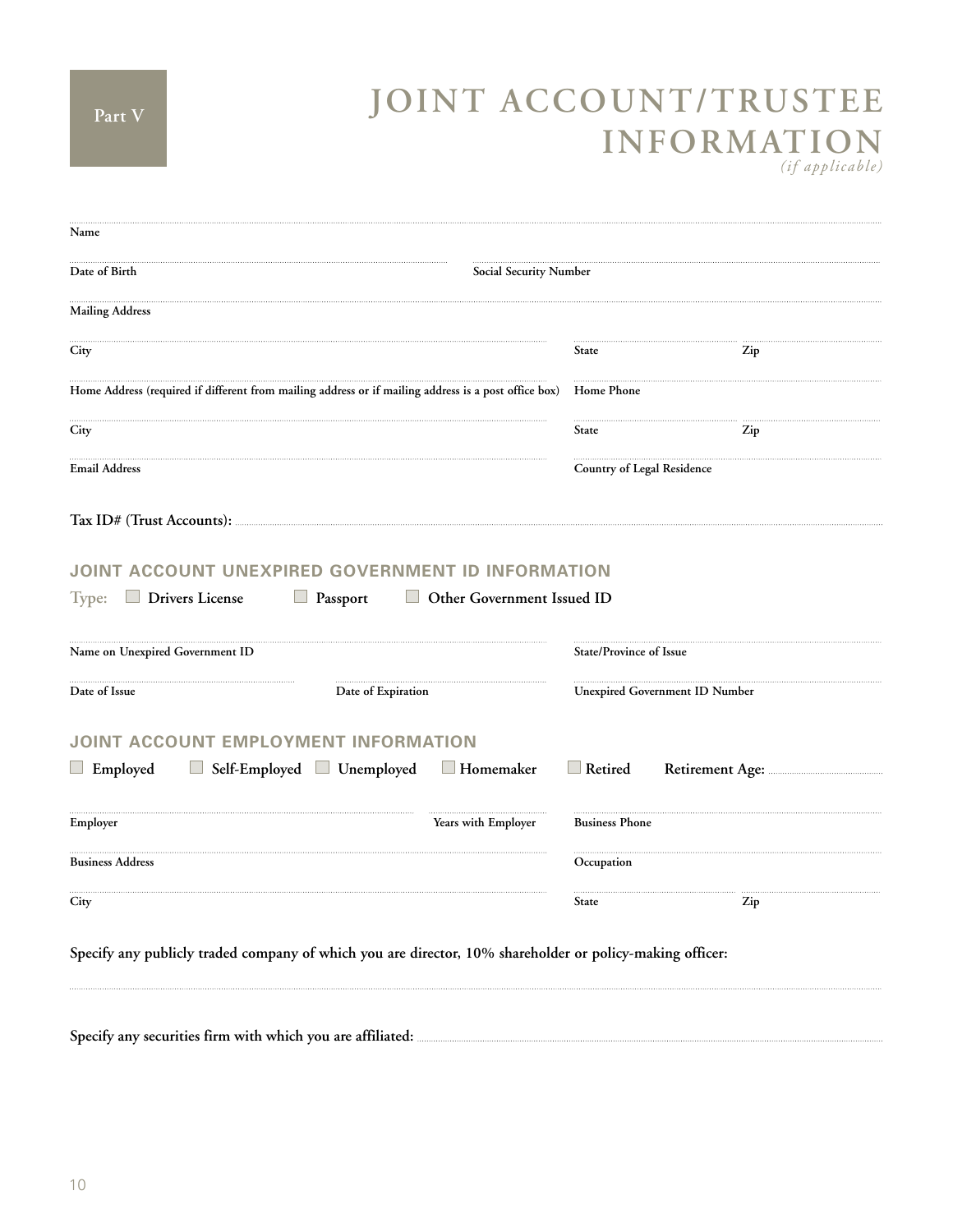Part V

# JOINT ACCOUNT/TRUSTEE INFORMATION

*(if applicable)*

Name

Date of Birth

Social Security Number

Mailing Address

City

State

Zip

Home Address (required if different from mailing address or if mailing address is a post office box)

Home Phone

City

State

Zip

Email Address

Country of Legal Residence

**Tax ID# (Trust Accounts):**

## JOINT ACCOUNT UNEXPIRED GOVERNMENT ID INFORMATION

Type: ☐ Drivers License ☐ Passport ☐ Other Government Issued ID

Name on Unexpired Government ID

State/Province of Issue

Date of Issue

Date of Expiration

Unexpired Government ID Number

## JOINT ACCOUNT EMPLOYMENT INFORMATION

☐ Employed ☐ Self-Employed ☐ Unemployed ☐ Homemaker ☐ Retired **Retirement Age:**

Employer

Years with Employer

Business Phone

Business Address

Occupation

City

State

Zip

**Specify any publicly traded company of which you are director, 10% shareholder or policy-making officer:**

**Specify any securities firm with which you are affiliated:**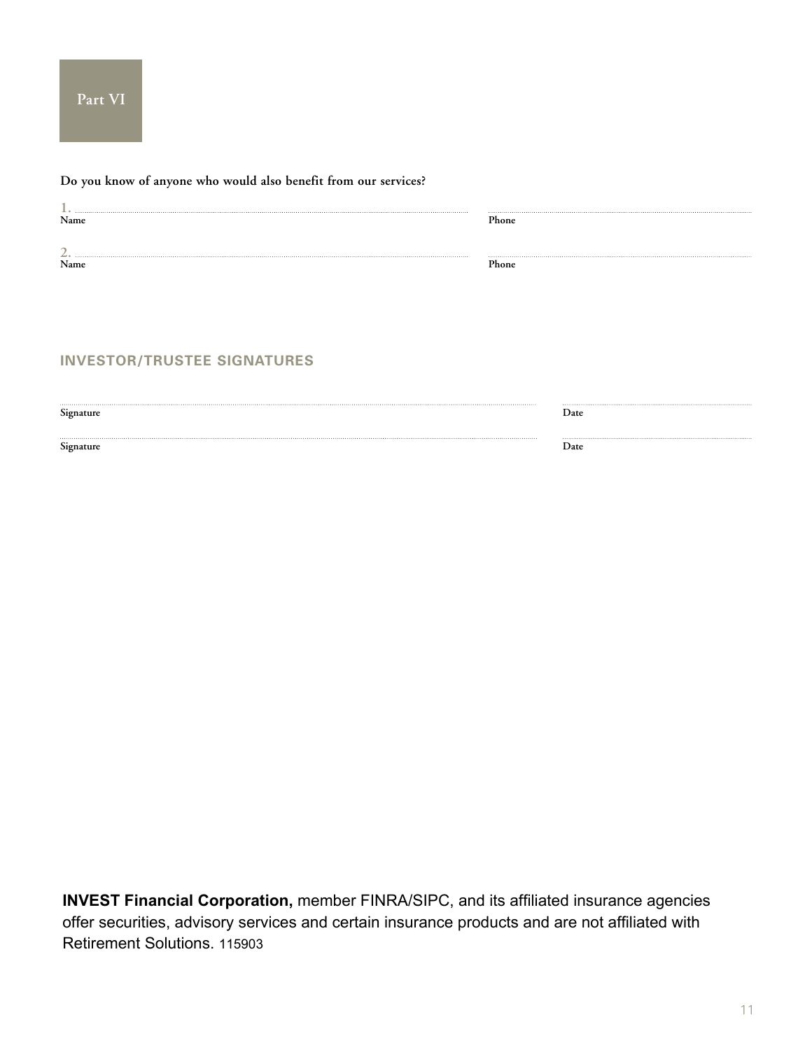# Part VI

**Do you know of anyone who would also benefit from our services?**

1. ............................................................ ............................................................
**Name** **Phone**

2. ............................................................ ............................................................
**Name** **Phone**

## INVESTOR/TRUSTEE SIGNATURES

............................................................ ..............................
**Signature** **Date**

............................................................ ..............................
**Signature** **Date**

**INVEST Financial Corporation,** member FINRA/SIPC, and its affiliated insurance agencies offer securities, advisory services and certain insurance products and are not affiliated with Retirement Solutions. 115903